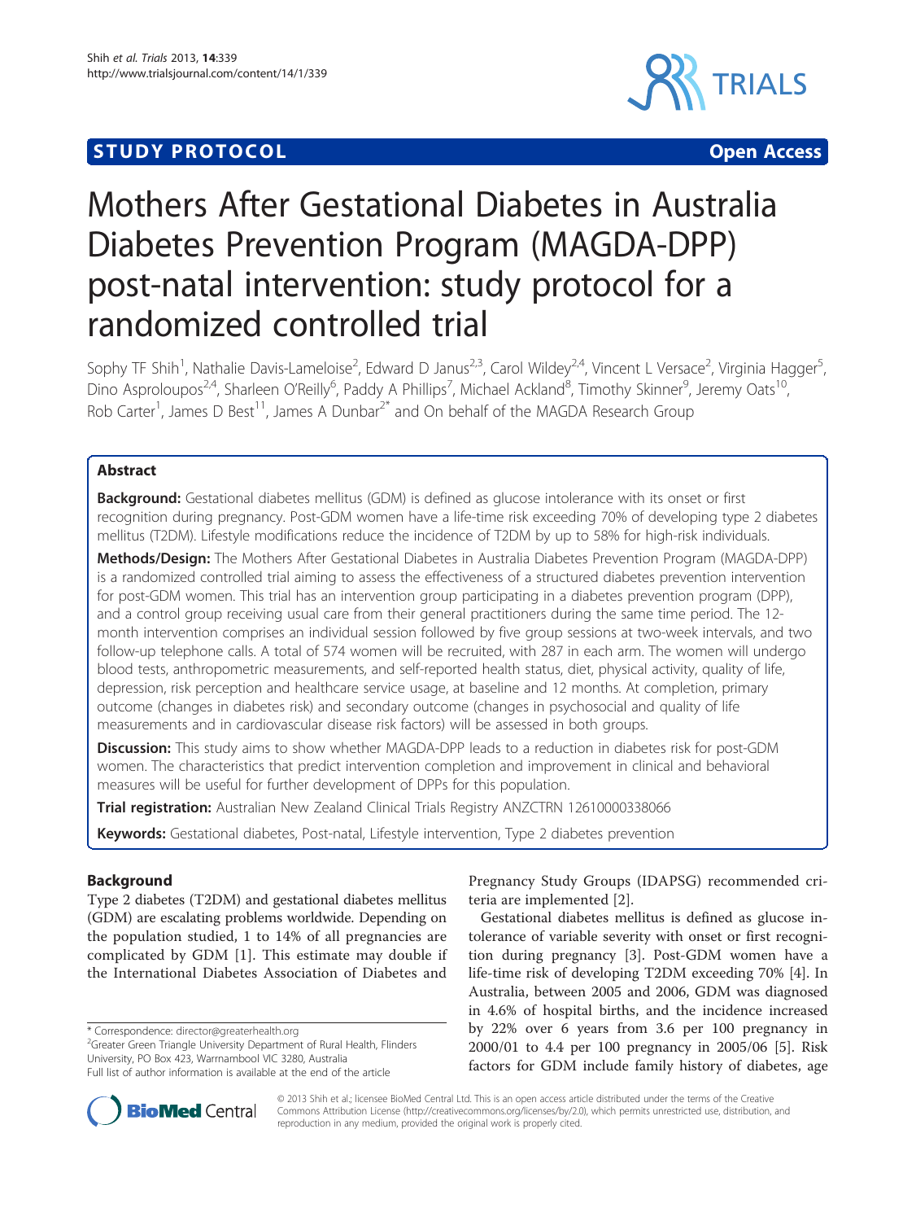STUDY PROTOCOL Open Access

# Mothers After Gestational Diabetes in Australia Diabetes Prevention Program (MAGDA-DPP) post-natal intervention: study protocol for a randomized controlled trial

Sophy TF Shih[1], Nathalie Davis-Lameloise[2], Edward D Janus[2,3], Carol Wildey[2,4], Vincent L Versace[2], Virginia Hagger[5], Dino Asproloupos[2,4], Sharleen O'Reilly[6], Paddy A Phillips[7], Michael Ackland[8], Timothy Skinner[9], Jeremy Oats[10], Rob Carter[1], James D Best[11], James A Dunbar[2*] and On behalf of the MAGDA Research Group

## Abstract

**Background:** Gestational diabetes mellitus (GDM) is defined as glucose intolerance with its onset or first recognition during pregnancy. Post-GDM women have a life-time risk exceeding 70% of developing type 2 diabetes mellitus (T2DM). Lifestyle modifications reduce the incidence of T2DM by up to 58% for high-risk individuals.

**Methods/Design:** The Mothers After Gestational Diabetes in Australia Diabetes Prevention Program (MAGDA-DPP) is a randomized controlled trial aiming to assess the effectiveness of a structured diabetes prevention intervention for post-GDM women. This trial has an intervention group participating in a diabetes prevention program (DPP), and a control group receiving usual care from their general practitioners during the same time period. The 12-month intervention comprises an individual session followed by five group sessions at two-week intervals, and two follow-up telephone calls. A total of 574 women will be recruited, with 287 in each arm. The women will undergo blood tests, anthropometric measurements, and self-reported health status, diet, physical activity, quality of life, depression, risk perception and healthcare service usage, at baseline and 12 months. At completion, primary outcome (changes in diabetes risk) and secondary outcome (changes in psychosocial and quality of life measurements and in cardiovascular disease risk factors) will be assessed in both groups.

**Discussion:** This study aims to show whether MAGDA-DPP leads to a reduction in diabetes risk for post-GDM women. The characteristics that predict intervention completion and improvement in clinical and behavioral measures will be useful for further development of DPPs for this population.

**Trial registration:** Australian New Zealand Clinical Trials Registry ANZCTRN 12610000338066

**Keywords:** Gestational diabetes, Post-natal, Lifestyle intervention, Type 2 diabetes prevention

## Background

Type 2 diabetes (T2DM) and gestational diabetes mellitus (GDM) are escalating problems worldwide. Depending on the population studied, 1 to 14% of all pregnancies are complicated by GDM [1]. This estimate may double if the International Diabetes Association of Diabetes and Pregnancy Study Groups (IDAPSG) recommended criteria are implemented [2].

Gestational diabetes mellitus is defined as glucose intolerance of variable severity with onset or first recognition during pregnancy [3]. Post-GDM women have a life-time risk of developing T2DM exceeding 70% [4]. In Australia, between 2005 and 2006, GDM was diagnosed in 4.6% of hospital births, and the incidence increased by 22% over 6 years from 3.6 per 100 pregnancy in 2000/01 to 4.4 per 100 pregnancy in 2005/06 [5]. Risk factors for GDM include family history of diabetes, age

\* Correspondence: director@greaterhealth.org
[2]Greater Green Triangle University Department of Rural Health, Flinders University, PO Box 423, Warrnambool VIC 3280, Australia
Full list of author information is available at the end of the article

© 2013 Shih et al.; licensee BioMed Central Ltd. This is an open access article distributed under the terms of the Creative Commons Attribution License (http://creativecommons.org/licenses/by/2.0), which permits unrestricted use, distribution, and reproduction in any medium, provided the original work is properly cited.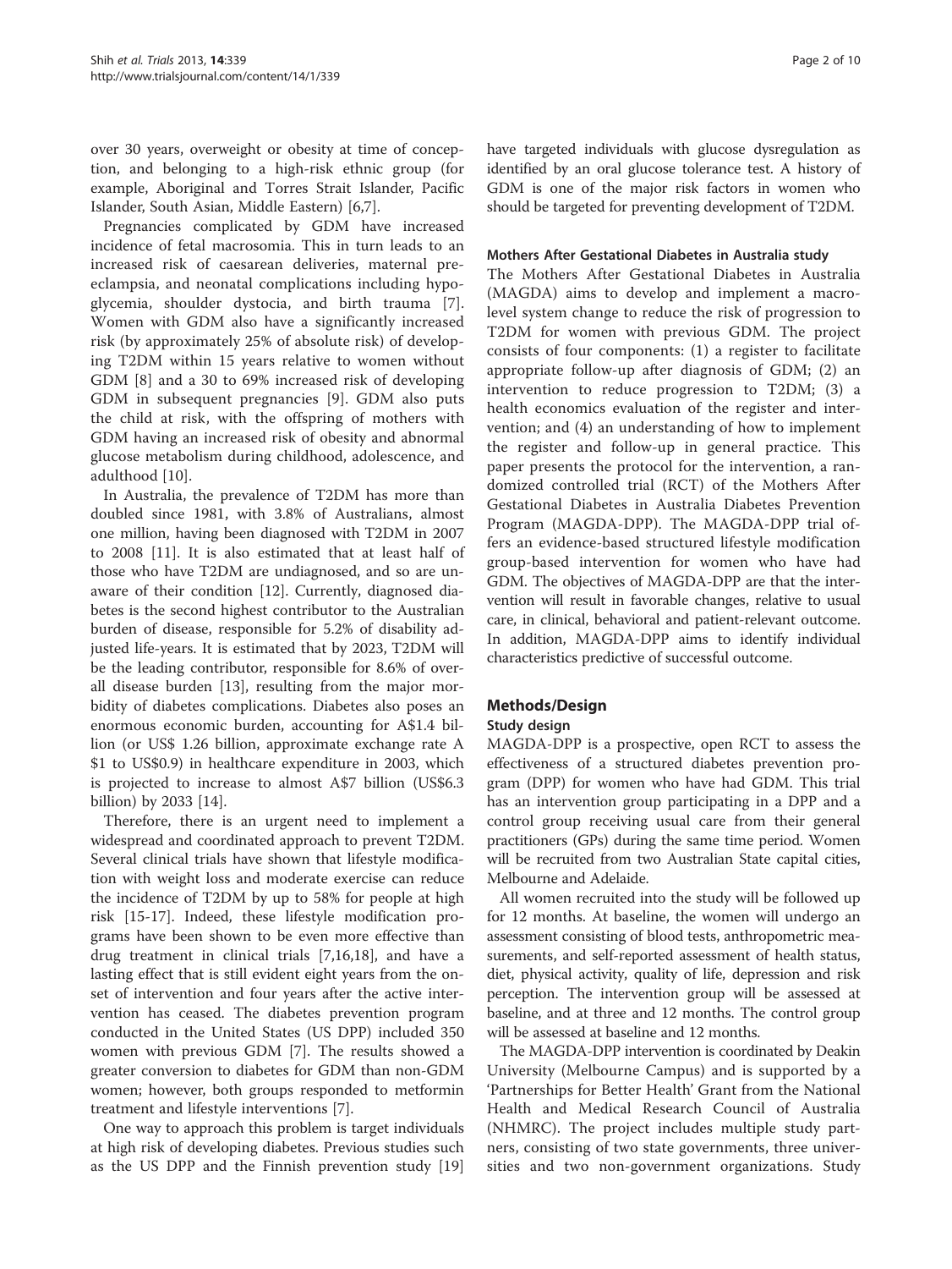over 30 years, overweight or obesity at time of conception, and belonging to a high-risk ethnic group (for example, Aboriginal and Torres Strait Islander, Pacific Islander, South Asian, Middle Eastern) [6,7].

Pregnancies complicated by GDM have increased incidence of fetal macrosomia. This in turn leads to an increased risk of caesarean deliveries, maternal preeclampsia, and neonatal complications including hypoglycemia, shoulder dystocia, and birth trauma [7]. Women with GDM also have a significantly increased risk (by approximately 25% of absolute risk) of developing T2DM within 15 years relative to women without GDM [8] and a 30 to 69% increased risk of developing GDM in subsequent pregnancies [9]. GDM also puts the child at risk, with the offspring of mothers with GDM having an increased risk of obesity and abnormal glucose metabolism during childhood, adolescence, and adulthood [10].

In Australia, the prevalence of T2DM has more than doubled since 1981, with 3.8% of Australians, almost one million, having been diagnosed with T2DM in 2007 to 2008 [11]. It is also estimated that at least half of those who have T2DM are undiagnosed, and so are unaware of their condition [12]. Currently, diagnosed diabetes is the second highest contributor to the Australian burden of disease, responsible for 5.2% of disability adjusted life-years. It is estimated that by 2023, T2DM will be the leading contributor, responsible for 8.6% of overall disease burden [13], resulting from the major morbidity of diabetes complications. Diabetes also poses an enormous economic burden, accounting for A$1.4 billion (or US$ 1.26 billion, approximate exchange rate A $1 to US$0.9) in healthcare expenditure in 2003, which is projected to increase to almost A$7 billion (US$6.3 billion) by 2033 [14].

Therefore, there is an urgent need to implement a widespread and coordinated approach to prevent T2DM. Several clinical trials have shown that lifestyle modification with weight loss and moderate exercise can reduce the incidence of T2DM by up to 58% for people at high risk [15-17]. Indeed, these lifestyle modification programs have been shown to be even more effective than drug treatment in clinical trials [7,16,18], and have a lasting effect that is still evident eight years from the onset of intervention and four years after the active intervention has ceased. The diabetes prevention program conducted in the United States (US DPP) included 350 women with previous GDM [7]. The results showed a greater conversion to diabetes for GDM than non-GDM women; however, both groups responded to metformin treatment and lifestyle interventions [7].

One way to approach this problem is target individuals at high risk of developing diabetes. Previous studies such as the US DPP and the Finnish prevention study [19] have targeted individuals with glucose dysregulation as identified by an oral glucose tolerance test. A history of GDM is one of the major risk factors in women who should be targeted for preventing development of T2DM.

### Mothers After Gestational Diabetes in Australia study

The Mothers After Gestational Diabetes in Australia (MAGDA) aims to develop and implement a macro-level system change to reduce the risk of progression to T2DM for women with previous GDM. The project consists of four components: (1) a register to facilitate appropriate follow-up after diagnosis of GDM; (2) an intervention to reduce progression to T2DM; (3) a health economics evaluation of the register and intervention; and (4) an understanding of how to implement the register and follow-up in general practice. This paper presents the protocol for the intervention, a randomized controlled trial (RCT) of the Mothers After Gestational Diabetes in Australia Diabetes Prevention Program (MAGDA-DPP). The MAGDA-DPP trial offers an evidence-based structured lifestyle modification group-based intervention for women who have had GDM. The objectives of MAGDA-DPP are that the intervention will result in favorable changes, relative to usual care, in clinical, behavioral and patient-relevant outcome. In addition, MAGDA-DPP aims to identify individual characteristics predictive of successful outcome.

## Methods/Design

### Study design

MAGDA-DPP is a prospective, open RCT to assess the effectiveness of a structured diabetes prevention program (DPP) for women who have had GDM. This trial has an intervention group participating in a DPP and a control group receiving usual care from their general practitioners (GPs) during the same time period. Women will be recruited from two Australian State capital cities, Melbourne and Adelaide.

All women recruited into the study will be followed up for 12 months. At baseline, the women will undergo an assessment consisting of blood tests, anthropometric measurements, and self-reported assessment of health status, diet, physical activity, quality of life, depression and risk perception. The intervention group will be assessed at baseline, and at three and 12 months. The control group will be assessed at baseline and 12 months.

The MAGDA-DPP intervention is coordinated by Deakin University (Melbourne Campus) and is supported by a 'Partnerships for Better Health' Grant from the National Health and Medical Research Council of Australia (NHMRC). The project includes multiple study partners, consisting of two state governments, three universities and two non-government organizations. Study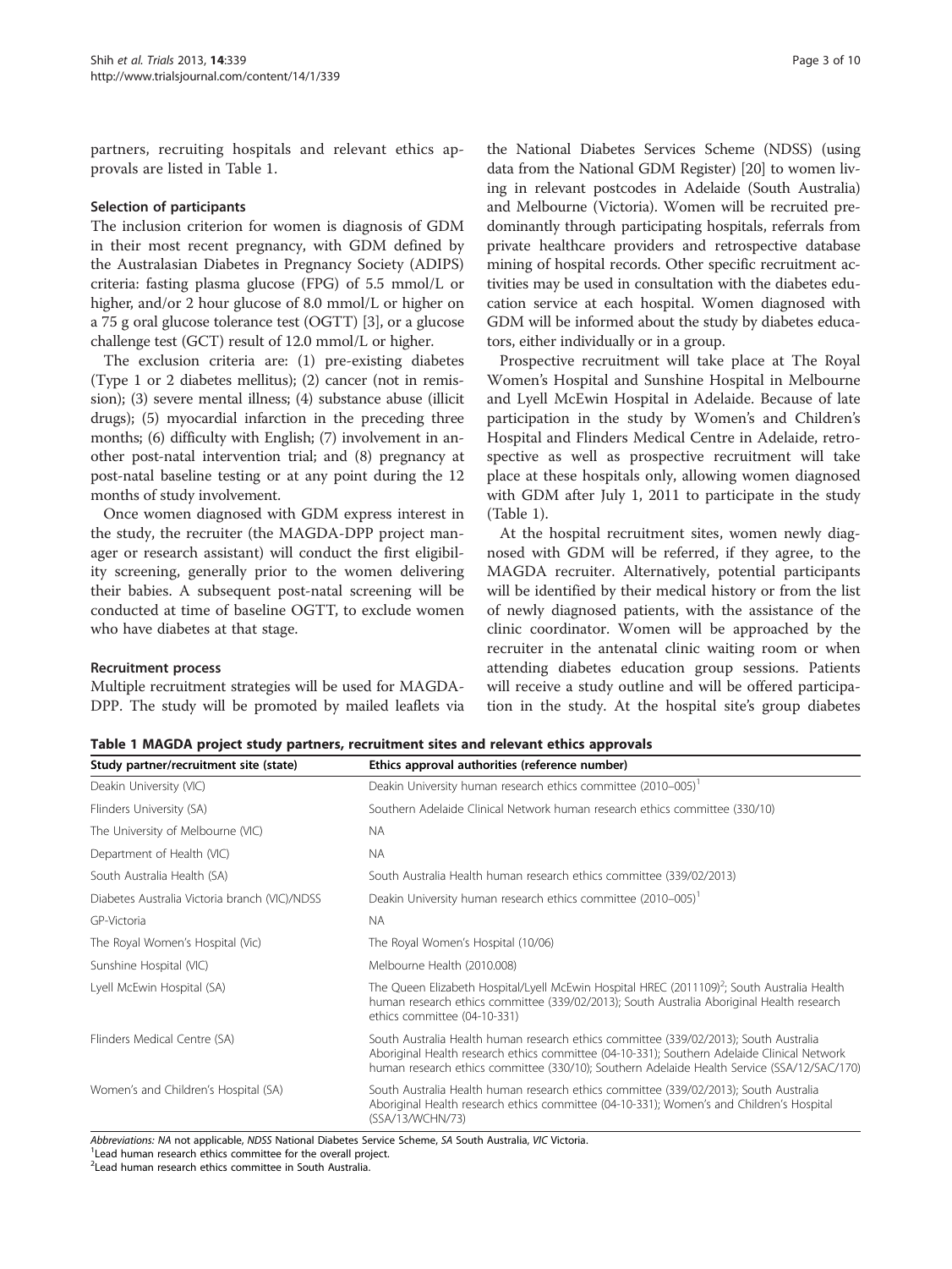partners, recruiting hospitals and relevant ethics approvals are listed in Table 1.

### Selection of participants

The inclusion criterion for women is diagnosis of GDM in their most recent pregnancy, with GDM defined by the Australasian Diabetes in Pregnancy Society (ADIPS) criteria: fasting plasma glucose (FPG) of 5.5 mmol/L or higher, and/or 2 hour glucose of 8.0 mmol/L or higher on a 75 g oral glucose tolerance test (OGTT) [3], or a glucose challenge test (GCT) result of 12.0 mmol/L or higher.

The exclusion criteria are: (1) pre-existing diabetes (Type 1 or 2 diabetes mellitus); (2) cancer (not in remission); (3) severe mental illness; (4) substance abuse (illicit drugs); (5) myocardial infarction in the preceding three months; (6) difficulty with English; (7) involvement in another post-natal intervention trial; and (8) pregnancy at post-natal baseline testing or at any point during the 12 months of study involvement.

Once women diagnosed with GDM express interest in the study, the recruiter (the MAGDA-DPP project manager or research assistant) will conduct the first eligibility screening, generally prior to the women delivering their babies. A subsequent post-natal screening will be conducted at time of baseline OGTT, to exclude women who have diabetes at that stage.

### Recruitment process

Multiple recruitment strategies will be used for MAGDA-DPP. The study will be promoted by mailed leaflets via the National Diabetes Services Scheme (NDSS) (using data from the National GDM Register) [20] to women living in relevant postcodes in Adelaide (South Australia) and Melbourne (Victoria). Women will be recruited predominantly through participating hospitals, referrals from private healthcare providers and retrospective database mining of hospital records. Other specific recruitment activities may be used in consultation with the diabetes education service at each hospital. Women diagnosed with GDM will be informed about the study by diabetes educators, either individually or in a group.

Prospective recruitment will take place at The Royal Women's Hospital and Sunshine Hospital in Melbourne and Lyell McEwin Hospital in Adelaide. Because of late participation in the study by Women's and Children's Hospital and Flinders Medical Centre in Adelaide, retrospective as well as prospective recruitment will take place at these hospitals only, allowing women diagnosed with GDM after July 1, 2011 to participate in the study (Table 1).

At the hospital recruitment sites, women newly diagnosed with GDM will be referred, if they agree, to the MAGDA recruiter. Alternatively, potential participants will be identified by their medical history or from the list of newly diagnosed patients, with the assistance of the clinic coordinator. Women will be approached by the recruiter in the antenatal clinic waiting room or when attending diabetes education group sessions. Patients will receive a study outline and will be offered participation in the study. At the hospital site's group diabetes

**Table 1 MAGDA project study partners, recruitment sites and relevant ethics approvals**

| Study partner/recruitment site (state) | Ethics approval authorities (reference number) |
|---|---|
| Deakin University (VIC) | Deakin University human research ethics committee (2010–005)[1] |
| Flinders University (SA) | Southern Adelaide Clinical Network human research ethics committee (330/10) |
| The University of Melbourne (VIC) | NA |
| Department of Health (VIC) | NA |
| South Australia Health (SA) | South Australia Health human research ethics committee (339/02/2013) |
| Diabetes Australia Victoria branch (VIC)/NDSS | Deakin University human research ethics committee (2010–005)[1] |
| GP-Victoria | NA |
| The Royal Women's Hospital (Vic) | The Royal Women's Hospital (10/06) |
| Sunshine Hospital (VIC) | Melbourne Health (2010.008) |
| Lyell McEwin Hospital (SA) | The Queen Elizabeth Hospital/Lyell McEwin Hospital HREC (2011109)[2]; South Australia Health human research ethics committee (339/02/2013); South Australia Aboriginal Health research ethics committee (04-10-331) |
| Flinders Medical Centre (SA) | South Australia Health human research ethics committee (339/02/2013); South Australia Aboriginal Health research ethics committee (04-10-331); Southern Adelaide Clinical Network human research ethics committee (330/10); Southern Adelaide Health Service (SSA/12/SAC/170) |
| Women's and Children's Hospital (SA) | South Australia Health human research ethics committee (339/02/2013); South Australia Aboriginal Health research ethics committee (04-10-331); Women's and Children's Hospital (SSA/13/WCHN/73) |

*Abbreviations: NA* not applicable, *NDSS* National Diabetes Service Scheme, *SA* South Australia, *VIC* Victoria.
[1]Lead human research ethics committee for the overall project.
[2]Lead human research ethics committee in South Australia.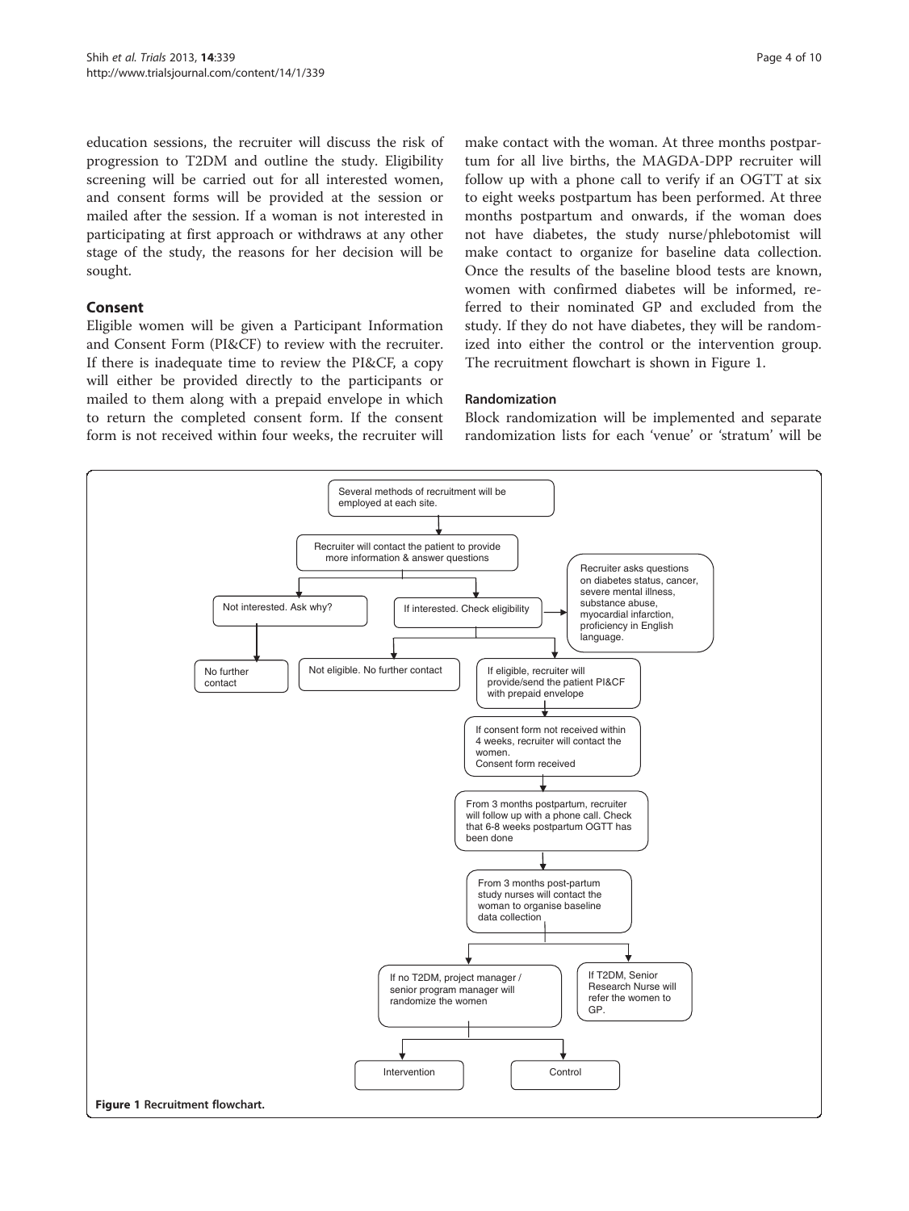education sessions, the recruiter will discuss the risk of progression to T2DM and outline the study. Eligibility screening will be carried out for all interested women, and consent forms will be provided at the session or mailed after the session. If a woman is not interested in participating at first approach or withdraws at any other stage of the study, the reasons for her decision will be sought.

## Consent

Eligible women will be given a Participant Information and Consent Form (PI&CF) to review with the recruiter. If there is inadequate time to review the PI&CF, a copy will either be provided directly to the participants or mailed to them along with a prepaid envelope in which to return the completed consent form. If the consent form is not received within four weeks, the recruiter will make contact with the woman. At three months postpartum for all live births, the MAGDA-DPP recruiter will follow up with a phone call to verify if an OGTT at six to eight weeks postpartum has been performed. At three months postpartum and onwards, if the woman does not have diabetes, the study nurse/phlebotomist will make contact to organize for baseline data collection. Once the results of the baseline blood tests are known, women with confirmed diabetes will be informed, referred to their nominated GP and excluded from the study. If they do not have diabetes, they will be randomized into either the control or the intervention group. The recruitment flowchart is shown in Figure 1.

### Randomization

Block randomization will be implemented and separate randomization lists for each 'venue' or 'stratum' will be

Several methods of recruitment will be employed at each site.

Recruiter will contact the patient to provide more information & answer questions

Not interested. Ask why?

No further contact

If interested. Check eligibility

Recruiter asks questions on diabetes status, cancer, severe mental illness, substance abuse, myocardial infarction, proficiency in English language.

Not eligible. No further contact

If eligible, recruiter will provide/send the patient PI&CF with prepaid envelope

If consent form not received within 4 weeks, recruiter will contact the women.
Consent form received

From 3 months postpartum, recruiter will follow up with a phone call. Check that 6-8 weeks postpartum OGTT has been done

From 3 months post-partum study nurses will contact the woman to organise baseline data collection

If no T2DM, project manager / senior program manager will randomize the women

If T2DM, Senior Research Nurse will refer the women to GP.

Intervention

Control

**Figure 1 Recruitment flowchart.**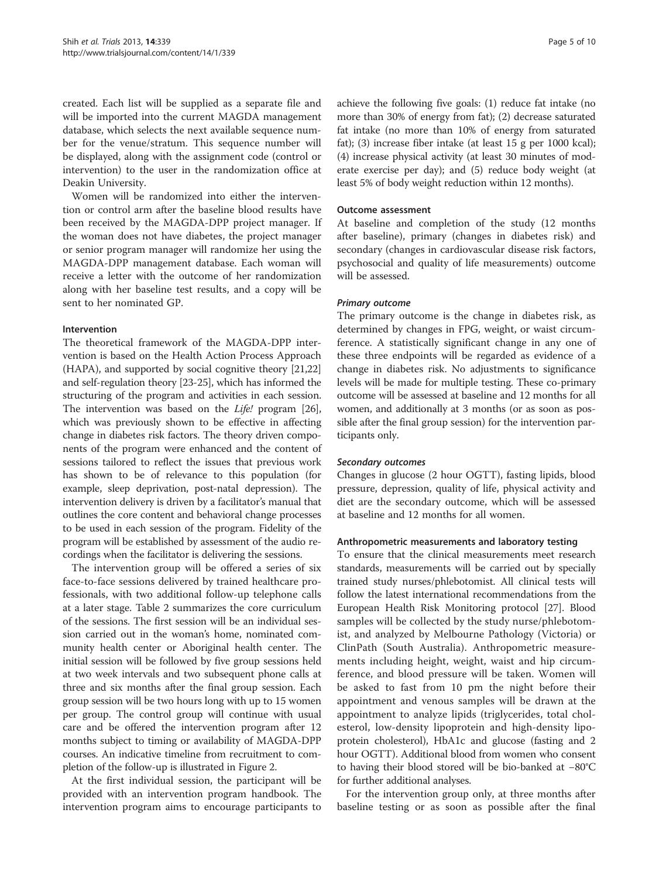created. Each list will be supplied as a separate file and will be imported into the current MAGDA management database, which selects the next available sequence number for the venue/stratum. This sequence number will be displayed, along with the assignment code (control or intervention) to the user in the randomization office at Deakin University.

Women will be randomized into either the intervention or control arm after the baseline blood results have been received by the MAGDA-DPP project manager. If the woman does not have diabetes, the project manager or senior program manager will randomize her using the MAGDA-DPP management database. Each woman will receive a letter with the outcome of her randomization along with her baseline test results, and a copy will be sent to her nominated GP.

### Intervention

The theoretical framework of the MAGDA-DPP intervention is based on the Health Action Process Approach (HAPA), and supported by social cognitive theory [21,22] and self-regulation theory [23-25], which has informed the structuring of the program and activities in each session. The intervention was based on the *Life!* program [26], which was previously shown to be effective in affecting change in diabetes risk factors. The theory driven components of the program were enhanced and the content of sessions tailored to reflect the issues that previous work has shown to be of relevance to this population (for example, sleep deprivation, post-natal depression). The intervention delivery is driven by a facilitator's manual that outlines the core content and behavioral change processes to be used in each session of the program. Fidelity of the program will be established by assessment of the audio recordings when the facilitator is delivering the sessions.

The intervention group will be offered a series of six face-to-face sessions delivered by trained healthcare professionals, with two additional follow-up telephone calls at a later stage. Table 2 summarizes the core curriculum of the sessions. The first session will be an individual session carried out in the woman's home, nominated community health center or Aboriginal health center. The initial session will be followed by five group sessions held at two week intervals and two subsequent phone calls at three and six months after the final group session. Each group session will be two hours long with up to 15 women per group. The control group will continue with usual care and be offered the intervention program after 12 months subject to timing or availability of MAGDA-DPP courses. An indicative timeline from recruitment to completion of the follow-up is illustrated in Figure 2.

At the first individual session, the participant will be provided with an intervention program handbook. The intervention program aims to encourage participants to achieve the following five goals: (1) reduce fat intake (no more than 30% of energy from fat); (2) decrease saturated fat intake (no more than 10% of energy from saturated fat); (3) increase fiber intake (at least 15 g per 1000 kcal); (4) increase physical activity (at least 30 minutes of moderate exercise per day); and (5) reduce body weight (at least 5% of body weight reduction within 12 months).

### Outcome assessment

At baseline and completion of the study (12 months after baseline), primary (changes in diabetes risk) and secondary (changes in cardiovascular disease risk factors, psychosocial and quality of life measurements) outcome will be assessed.

#### *Primary outcome*

The primary outcome is the change in diabetes risk, as determined by changes in FPG, weight, or waist circumference. A statistically significant change in any one of these three endpoints will be regarded as evidence of a change in diabetes risk. No adjustments to significance levels will be made for multiple testing. These co-primary outcome will be assessed at baseline and 12 months for all women, and additionally at 3 months (or as soon as possible after the final group session) for the intervention participants only.

#### *Secondary outcomes*

Changes in glucose (2 hour OGTT), fasting lipids, blood pressure, depression, quality of life, physical activity and diet are the secondary outcome, which will be assessed at baseline and 12 months for all women.

### Anthropometric measurements and laboratory testing

To ensure that the clinical measurements meet research standards, measurements will be carried out by specially trained study nurses/phlebotomist. All clinical tests will follow the latest international recommendations from the European Health Risk Monitoring protocol [27]. Blood samples will be collected by the study nurse/phlebotomist, and analyzed by Melbourne Pathology (Victoria) or ClinPath (South Australia). Anthropometric measurements including height, weight, waist and hip circumference, and blood pressure will be taken. Women will be asked to fast from 10 pm the night before their appointment and venous samples will be drawn at the appointment to analyze lipids (triglycerides, total cholesterol, low-density lipoprotein and high-density lipoprotein cholesterol), HbA1c and glucose (fasting and 2 hour OGTT). Additional blood from women who consent to having their blood stored will be bio-banked at −80°C for further additional analyses.

For the intervention group only, at three months after baseline testing or as soon as possible after the final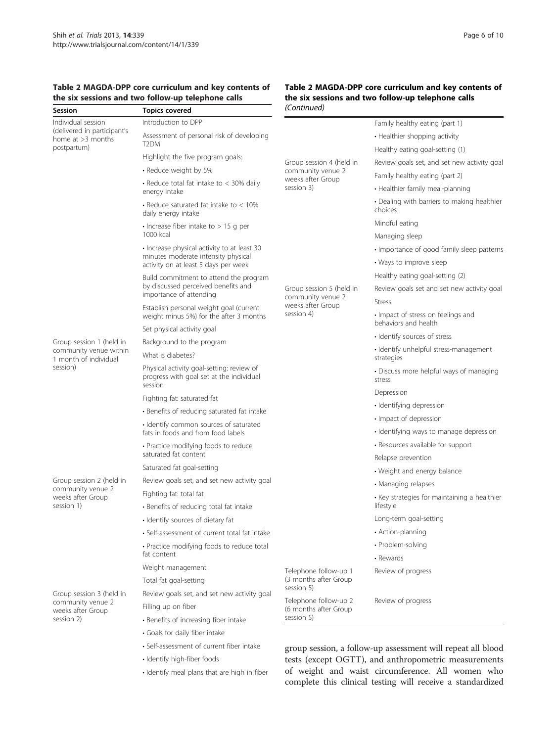**Table 2 MAGDA-DPP core curriculum and key contents of the six sessions and two follow-up telephone calls**

| Session | Topics covered |
|---|---|
| Individual session (delivered in participant's home at >3 months postpartum) | Introduction to DPP |
| | Assessment of personal risk of developing T2DM |
| | Highlight the five program goals: |
| | • Reduce weight by 5% |
| | • Reduce total fat intake to < 30% daily energy intake |
| | • Reduce saturated fat intake to < 10% daily energy intake |
| | • Increase fiber intake to > 15 g per 1000 kcal |
| | • Increase physical activity to at least 30 minutes moderate intensity physical activity on at least 5 days per week |
| | Build commitment to attend the program by discussed perceived benefits and importance of attending |
| | Establish personal weight goal (current weight minus 5%) for the after 3 months |
| | Set physical activity goal |
| Group session 1 (held in community venue within 1 month of individual session) | Background to the program |
| | What is diabetes? |
| | Physical activity goal-setting: review of progress with goal set at the individual session |
| | Fighting fat: saturated fat |
| | • Benefits of reducing saturated fat intake |
| | • Identify common sources of saturated fats in foods and from food labels |
| | • Practice modifying foods to reduce saturated fat content |
| | Saturated fat goal-setting |
| Group session 2 (held in community venue 2 weeks after Group session 1) | Review goals set, and set new activity goal |
| | Fighting fat: total fat |
| | • Benefits of reducing total fat intake |
| | • Identify sources of dietary fat |
| | • Self-assessment of current total fat intake |
| | • Practice modifying foods to reduce total fat content |
| | Weight management |
| | Total fat goal-setting |
| Group session 3 (held in community venue 2 weeks after Group session 2) | Review goals set, and set new activity goal |
| | Filling up on fiber |
| | • Benefits of increasing fiber intake |
| | • Goals for daily fiber intake |
| | • Self-assessment of current fiber intake |
| | • Identify high-fiber foods |
| | • Identify meal plans that are high in fiber |
| | Family healthy eating (part 1) |
| | • Healthier shopping activity |
| | Healthy eating goal-setting (1) |
| Group session 4 (held in community venue 2 weeks after Group session 3) | Review goals set, and set new activity goal |
| | Family healthy eating (part 2) |
| | • Healthier family meal-planning |
| | • Dealing with barriers to making healthier choices |
| | Mindful eating |
| | Managing sleep |
| | • Importance of good family sleep patterns |
| | • Ways to improve sleep |
| | Healthy eating goal-setting (2) |
| Group session 5 (held in community venue 2 weeks after Group session 4) | Review goals set and set new activity goal |
| | Stress |
| | • Impact of stress on feelings and behaviors and health |
| | • Identify sources of stress |
| | • Identify unhelpful stress-management strategies |
| | • Discuss more helpful ways of managing stress |
| | Depression |
| | • Identifying depression |
| | • Impact of depression |
| | • Identifying ways to manage depression |
| | • Resources available for support |
| | Relapse prevention |
| | • Weight and energy balance |
| | • Managing relapses |
| | • Key strategies for maintaining a healthier lifestyle |
| | Long-term goal-setting |
| | • Action-planning |
| | • Problem-solving |
| | • Rewards |
| Telephone follow-up 1 (3 months after Group session 5) | Review of progress |
| Telephone follow-up 2 (6 months after Group session 5) | Review of progress |

group session, a follow-up assessment will repeat all blood tests (except OGTT), and anthropometric measurements of weight and waist circumference. All women who complete this clinical testing will receive a standardized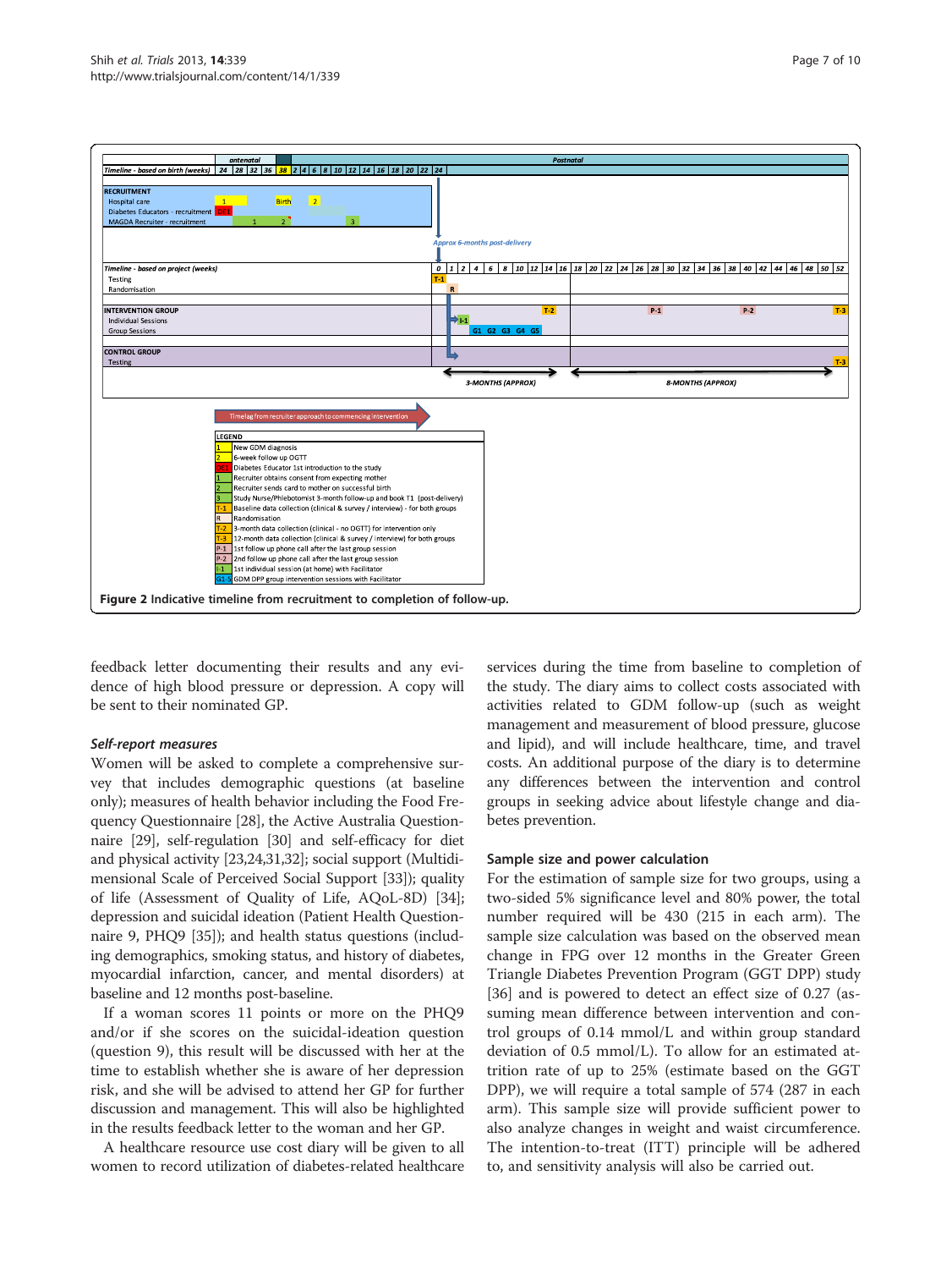Figure 2 Indicative timeline from recruitment to completion of follow-up.

feedback letter documenting their results and any evidence of high blood pressure or depression. A copy will be sent to their nominated GP.

### *Self-report measures*

Women will be asked to complete a comprehensive survey that includes demographic questions (at baseline only); measures of health behavior including the Food Frequency Questionnaire [28], the Active Australia Questionnaire [29], self-regulation [30] and self-efficacy for diet and physical activity [23,24,31,32]; social support (Multidimensional Scale of Perceived Social Support [33]); quality of life (Assessment of Quality of Life, AQoL-8D) [34]; depression and suicidal ideation (Patient Health Questionnaire 9, PHQ9 [35]); and health status questions (including demographics, smoking status, and history of diabetes, myocardial infarction, cancer, and mental disorders) at baseline and 12 months post-baseline.

If a woman scores 11 points or more on the PHQ9 and/or if she scores on the suicidal-ideation question (question 9), this result will be discussed with her at the time to establish whether she is aware of her depression risk, and she will be advised to attend her GP for further discussion and management. This will also be highlighted in the results feedback letter to the woman and her GP.

A healthcare resource use cost diary will be given to all women to record utilization of diabetes-related healthcare services during the time from baseline to completion of the study. The diary aims to collect costs associated with activities related to GDM follow-up (such as weight management and measurement of blood pressure, glucose and lipid), and will include healthcare, time, and travel costs. An additional purpose of the diary is to determine any differences between the intervention and control groups in seeking advice about lifestyle change and diabetes prevention.

### Sample size and power calculation

For the estimation of sample size for two groups, using a two-sided 5% significance level and 80% power, the total number required will be 430 (215 in each arm). The sample size calculation was based on the observed mean change in FPG over 12 months in the Greater Green Triangle Diabetes Prevention Program (GGT DPP) study [36] and is powered to detect an effect size of 0.27 (assuming mean difference between intervention and control groups of 0.14 mmol/L and within group standard deviation of 0.5 mmol/L). To allow for an estimated attrition rate of up to 25% (estimate based on the GGT DPP), we will require a total sample of 574 (287 in each arm). This sample size will provide sufficient power to also analyze changes in weight and waist circumference. The intention-to-treat (ITT) principle will be adhered to, and sensitivity analysis will also be carried out.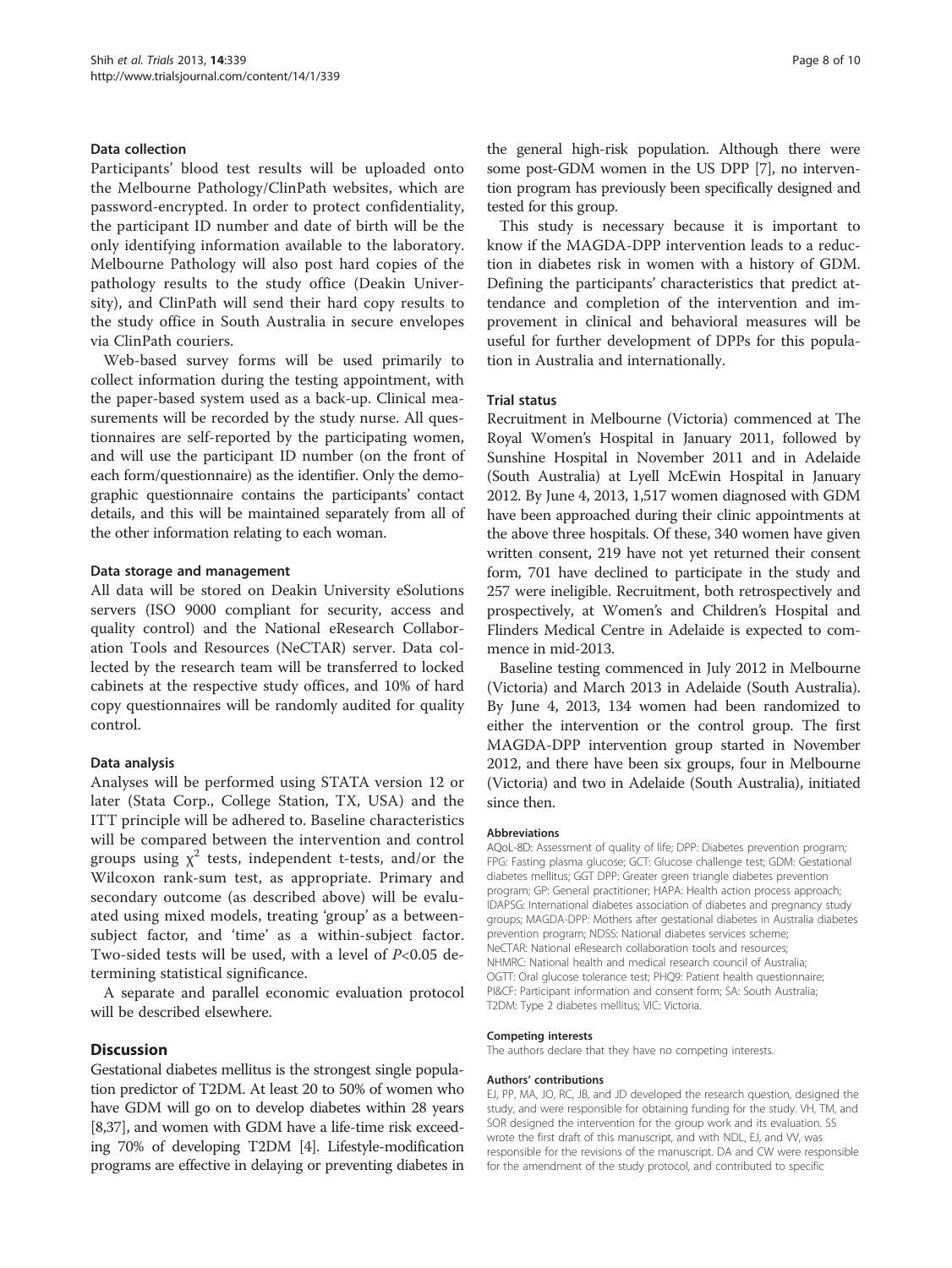### Data collection

Participants' blood test results will be uploaded onto the Melbourne Pathology/ClinPath websites, which are password-encrypted. In order to protect confidentiality, the participant ID number and date of birth will be the only identifying information available to the laboratory. Melbourne Pathology will also post hard copies of the pathology results to the study office (Deakin University), and ClinPath will send their hard copy results to the study office in South Australia in secure envelopes via ClinPath couriers.

Web-based survey forms will be used primarily to collect information during the testing appointment, with the paper-based system used as a back-up. Clinical measurements will be recorded by the study nurse. All questionnaires are self-reported by the participating women, and will use the participant ID number (on the front of each form/questionnaire) as the identifier. Only the demographic questionnaire contains the participants' contact details, and this will be maintained separately from all of the other information relating to each woman.

### Data storage and management

All data will be stored on Deakin University eSolutions servers (ISO 9000 compliant for security, access and quality control) and the National eResearch Collaboration Tools and Resources (NeCTAR) server. Data collected by the research team will be transferred to locked cabinets at the respective study offices, and 10% of hard copy questionnaires will be randomly audited for quality control.

### Data analysis

Analyses will be performed using STATA version 12 or later (Stata Corp., College Station, TX, USA) and the ITT principle will be adhered to. Baseline characteristics will be compared between the intervention and control groups using $\chi^2$ tests, independent t-tests, and/or the Wilcoxon rank-sum test, as appropriate. Primary and secondary outcome (as described above) will be evaluated using mixed models, treating 'group' as a between-subject factor, and 'time' as a within-subject factor. Two-sided tests will be used, with a level of $P<0.05$ determining statistical significance.

A separate and parallel economic evaluation protocol will be described elsewhere.

## Discussion

Gestational diabetes mellitus is the strongest single population predictor of T2DM. At least 20 to 50% of women who have GDM will go on to develop diabetes within 28 years [8,37], and women with GDM have a life-time risk exceeding 70% of developing T2DM [4]. Lifestyle-modification programs are effective in delaying or preventing diabetes in the general high-risk population. Although there were some post-GDM women in the US DPP [7], no intervention program has previously been specifically designed and tested for this group.

This study is necessary because it is important to know if the MAGDA-DPP intervention leads to a reduction in diabetes risk in women with a history of GDM. Defining the participants' characteristics that predict attendance and completion of the intervention and improvement in clinical and behavioral measures will be useful for further development of DPPs for this population in Australia and internationally.

### Trial status

Recruitment in Melbourne (Victoria) commenced at The Royal Women's Hospital in January 2011, followed by Sunshine Hospital in November 2011 and in Adelaide (South Australia) at Lyell McEwin Hospital in January 2012. By June 4, 2013, 1,517 women diagnosed with GDM have been approached during their clinic appointments at the above three hospitals. Of these, 340 women have given written consent, 219 have not yet returned their consent form, 701 have declined to participate in the study and 257 were ineligible. Recruitment, both retrospectively and prospectively, at Women's and Children's Hospital and Flinders Medical Centre in Adelaide is expected to commence in mid-2013.

Baseline testing commenced in July 2012 in Melbourne (Victoria) and March 2013 in Adelaide (South Australia). By June 4, 2013, 134 women had been randomized to either the intervention or the control group. The first MAGDA-DPP intervention group started in November 2012, and there have been six groups, four in Melbourne (Victoria) and two in Adelaide (South Australia), initiated since then.

#### Abbreviations

AQoL-8D: Assessment of quality of life; DPP: Diabetes prevention program; FPG: Fasting plasma glucose; GCT: Glucose challenge test; GDM: Gestational diabetes mellitus; GGT DPP: Greater green triangle diabetes prevention program; GP: General practitioner; HAPA: Health action process approach; IDAPSG: International diabetes association of diabetes and pregnancy study groups; MAGDA-DPP: Mothers after gestational diabetes in Australia diabetes prevention program; NDSS: National diabetes services scheme; NeCTAR: National eResearch collaboration tools and resources; NHMRC: National health and medical research council of Australia; OGTT: Oral glucose tolerance test; PHQ9: Patient health questionnaire; PI&CF: Participant information and consent form; SA: South Australia; T2DM: Type 2 diabetes mellitus; VIC: Victoria.

#### Competing interests

The authors declare that they have no competing interests.

#### Authors' contributions

EJ, PP, MA, JO, RC, JB, and JD developed the research question, designed the study, and were responsible for obtaining funding for the study. VH, TM, and SOR designed the intervention for the group work and its evaluation. SS wrote the first draft of this manuscript, and with NDL, EJ, and VV, was responsible for the revisions of the manuscript. DA and CW were responsible for the amendment of the study protocol, and contributed to specific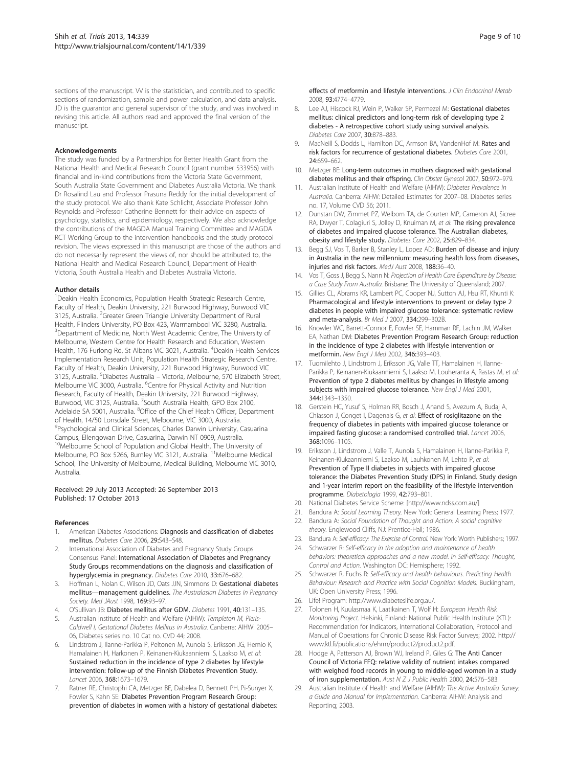sections of the manuscript. VV is the statistician, and contributed to specific sections of randomization, sample and power calculation, and data analysis. JD is the guarantor and general supervisor of the study, and was involved in revising this article. All authors read and approved the final version of the manuscript.

#### Acknowledgements

The study was funded by a Partnerships for Better Health Grant from the National Health and Medical Research Council (grant number 533956) with financial and in-kind contributions from the Victoria State Government, South Australia State Government and Diabetes Australia Victoria. We thank Dr Rosalind Lau and Professor Prasuna Reddy for the initial development of the study protocol. We also thank Kate Schlicht, Associate Professor John Reynolds and Professor Catherine Bennett for their advice on aspects of psychology, statistics, and epidemiology, respectively. We also acknowledge the contributions of the MAGDA Manual Training Committee and MAGDA RCT Working Group to the intervention handbooks and the study protocol revision. The views expressed in this manuscript are those of the authors and do not necessarily represent the views of, nor should be attributed to, the National Health and Medical Research Council, Department of Health Victoria, South Australia Health and Diabetes Australia Victoria.

#### Author details

[1]Deakin Health Economics, Population Health Strategic Research Centre, Faculty of Health, Deakin University, 221 Burwood Highway, Burwood VIC 3125, Australia. [2]Greater Green Triangle University Department of Rural Health, Flinders University, PO Box 423, Warrnambool VIC 3280, Australia. [3]Department of Medicine, North West Academic Centre, The University of Melbourne, Western Centre for Health Research and Education, Western Health, 176 Furlong Rd, St Albans VIC 3021, Australia. [4]Deakin Health Services Implementation Research Unit, Population Health Strategic Research Centre, Faculty of Health, Deakin University, 221 Burwood Highway, Burwood VIC 3125, Australia. [5]Diabetes Australia – Victoria, Melbourne, 570 Elizabeth Street, Melbourne VIC 3000, Australia. [6]Centre for Physical Activity and Nutrition Research, Faculty of Health, Deakin University, 221 Burwood Highway, Burwood, VIC 3125, Australia. [7]South Australia Health, GPO Box 2100, Adelaide SA 5001, Australia. [8]Office of the Chief Health Officer, Department of Health, 14/50 Lonsdale Street, Melbourne, VIC 3000, Australia. [9]Psychological and Clinical Sciences, Charles Darwin University, Casuarina Campus, Ellengowan Drive, Casuarina, Darwin NT 0909, Australia. [10]Melbourne School of Population and Global Health, The University of Melbourne, PO Box 5266, Burnley VIC 3121, Australia. [11]Melbourne Medical School, The University of Melbourne, Medical Building, Melbourne VIC 3010, Australia.

Received: 29 July 2013 Accepted: 26 September 2013
Published: 17 October 2013

#### References

1. American Diabetes Associations: **Diagnosis and classification of diabetes mellitus.** *Diabetes Care* 2006, **29:**S43–S48.
2. International Association of Diabetes and Pregnancy Study Groups Consensus Panel: **International Association of Diabetes and Pregnancy Study Groups recommendations on the diagnosis and classification of hyperglycemia in pregnancy.** *Diabetes Care* 2010, **33:**676–682.
3. Hoffman L, Nolan C, Wilson JD, Oats JJN, Simmons D: **Gestational diabetes mellitus—management guidelines.** *The Australasian Diabetes in Pregnancy Society. Med JAust* 1998, **169:**93–97.
4. O'Sullivan JB: **Diabetes mellitus after GDM.** *Diabetes* 1991, **40:**131–135.
5. Australian Institute of Health and Welfare (AIHW): *Templeton M, Pieris-Caldwell I, Gestational Diabetes Mellitus in Australia.* Canberra: AIHW: 2005–06, Diabetes series no. 10 Cat no. CVD 44; 2008.
6. Lindstrom J, Ilanne-Parikka P, Peltonen M, Aunola S, Eriksson JG, Hemio K, Hamalainen H, Harkonen P, Keinanen-Kiukaanniemi S, Laakso M, *et al*: **Sustained reduction in the incidence of type 2 diabetes by lifestyle intervention: follow-up of the Finnish Diabetes Prevention Study.** *Lancet* 2006, **368:**1673–1679.
7. Ratner RE, Christophi CA, Metzger BE, Dabelea D, Bennett PH, Pi-Sunyer X, Fowler S, Kahn SE: **Diabetes Prevention Program Research Group: prevention of diabetes in women with a history of gestational diabetes: effects of metformin and lifestyle interventions.** *J Clin Endocrinol Metab* 2008, **93:**4774–4779.
8. Lee AJ, Hiscock RJ, Wein P, Walker SP, Permezel M: **Gestational diabetes mellitus: clinical predictors and long-term risk of developing type 2 diabetes - A retrospective cohort study using survival analysis.** *Diabetes Care* 2007, **30:**878–883.
9. MacNeill S, Dodds L, Hamilton DC, Armson BA, VandenHof M: **Rates and risk factors for recurrence of gestational diabetes.** *Diabetes Care* 2001, **24:**659–662.
10. Metzger BE: **Long-term outcomes in mothers diagnosed with gestational diabetes mellitus and their offspring.** *Clin Obstet Gynecol* 2007, **50:**972–979.
11. Australian Institute of Health and Welfare (AIHW): *Diabetes Prevalence in Australia.* Canberra: AIHW: Detailed Estimates for 2007–08. Diabetes series no. 17, Volume CVD 56; 2011.
12. Dunstan DW, Zimmet PZ, Welborn TA, de Courten MP, Cameron AJ, Sicree RA, Dwyer T, Colagiuri S, Jolley D, Knuiman M, *et al*: **The rising prevalence of diabetes and impaired glucose tolerance. The Australian diabetes, obesity and lifestyle study.** *Diabetes Care* 2002, **25:**829–834.
13. Begg SJ, Vos T, Barker B, Stanley L, Lopez AD: **Burden of disease and injury in Australia in the new millennium: measuring health loss from diseases, injuries and risk factors.** *MedJ Aust* 2008, **188:**36–40.
14. Vos T, Goss J, Begg S, Nann N: *Projection of Health Care Expenditure by Disease: a Case Study From Australia.* Brisbane: The University of Queensland; 2007.
15. Gillies CL, Abrams KR, Lambert PC, Cooper NJ, Sutton AJ, Hsu RT, Khunti K: **Pharmacological and lifestyle interventions to prevent or delay type 2 diabetes in people with impaired glucose tolerance: systematic review and meta-analysis.** *Br Med J* 2007, **334:**299–302B.
16. Knowler WC, Barrett-Connor E, Fowler SE, Hamman RF, Lachin JM, Walker EA, Nathan DM: **Diabetes Prevention Program Research Group: reduction in the incidence of type 2 diabetes with lifestyle intervention or metformin.** *New Engl J Med* 2002, **346:**393–403.
17. Tuomilehto J, Lindstrom J, Eriksson JG, Valle TT, Hamalainen H, Ilanne-Parikka P, Keinanen-Kiukaanniemi S, Laakso M, Louheranta A, Rastas M, *et al*: **Prevention of type 2 diabetes mellitus by changes in lifestyle among subjects with impaired glucose tolerance.** *New Engl J Med* 2001, **344:**1343–1350.
18. Gerstein HC, Yusuf S, Holman RR, Bosch J, Anand S, Avezum A, Budaj A, Chiasson J, Conget I, Dagenais G, *et al*: **Effect of rosiglitazone on the frequency of diabetes in patients with impaired glucose tolerance or impaired fasting glucose: a randomised controlled trial.** *Lancet* 2006, **368:**1096–1105.
19. Eriksson J, Lindstrom J, Valle T, Aunola S, Hamalainen H, Ilanne-Parikka P, Keinanen-Kiukaanniemi S, Laakso M, Lauhkonen M, Lehto P, *et al*: **Prevention of Type II diabetes in subjects with impaired glucose tolerance: the Diabetes Prevention Study (DPS) in Finland. Study design and 1-year interim report on the feasibility of the lifestyle intervention programme.** *Diabetologia* 1999, **42:**793–801.
20. National Diabetes Service Scheme: [http://www.ndss.com.au/]
21. Bandura A: *Social Learning Theory.* New York: General Learning Press; 1977.
22. Bandura A: *Social Foundation of Thought and Action: A social cognitive theory.* Englewood Cliffs, NJ: Prentice-Hall; 1986.
23. Bandura A: *Self-efficacy: The Exercise of Control.* New York: Worth Publishers; 1997.
24. Schwarzer R: *Self-efficacy in the adoption and maintenance of health behaviors: theoretical approaches and a new model. In Self-efficacy: Thought, Control and Action.* Washington DC: Hemisphere; 1992.
25. Schwarzer R, Fuchs R: *Self-efficacy and health behaviours. Predicting Health Behaviour: Research and Practice with Social Cognition Models.* Buckingham, UK: Open University Press; 1996.
26. Life! Program: http://www.diabeteslife.org.au/.
27. Tolonen H, Kuulasmaa K, Laatikainen T, Wolf H: *European Health Risk Monitoring Project.* Helsinki, Finland: National Public Health Institute (KTL): Recommendation for Indicators, International Collaboration, Protocol and Manual of Operations for Chronic Disease Risk Factor Surveys; 2002. http://www.ktl.fi/publications/ehrm/product2/product2.pdf.
28. Hodge A, Patterson AJ, Brown WJ, Ireland P, Giles G: **The Anti Cancer Council of Victoria FFQ: relative validity of nutrient intakes compared with weighed food records in young to middle-aged women in a study of iron supplementation.** *Aust N Z J Public Health* 2000, **24:**576–583.
29. Australian Institute of Health and Welfare (AIHW): *The Active Australia Survey: a Guide and Manual for Implementation.* Canberra: AIHW: Analysis and Reporting; 2003.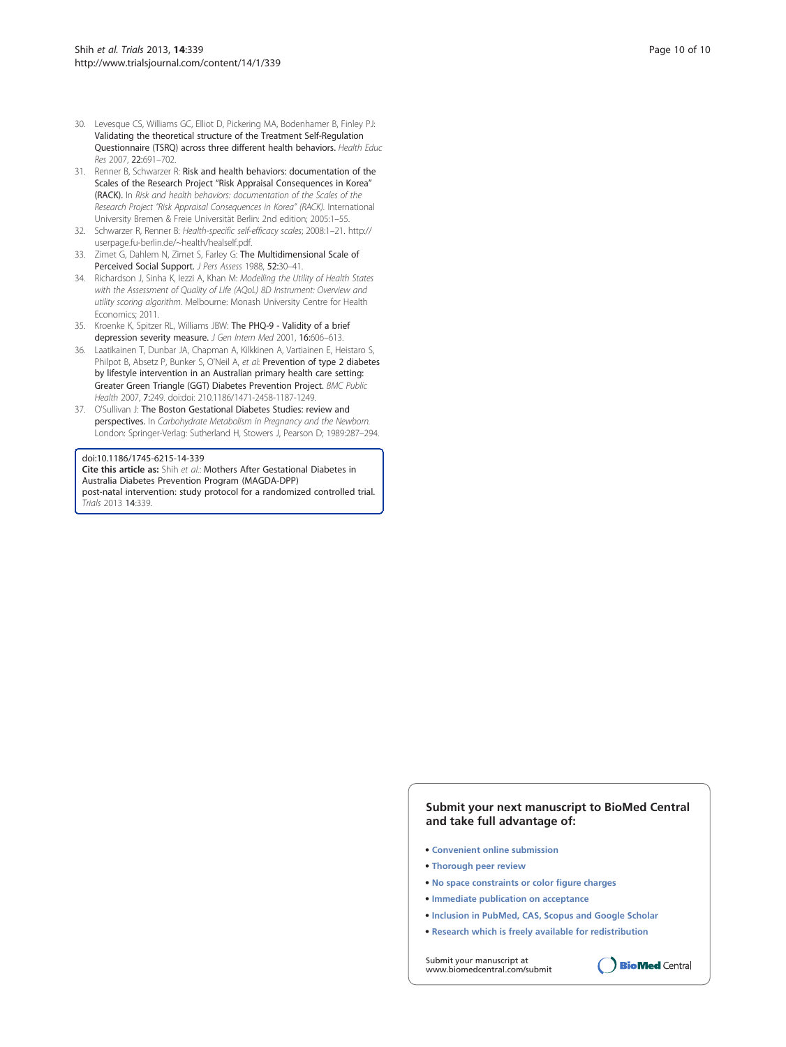30. Levesque CS, Williams GC, Elliot D, Pickering MA, Bodenhamer B, Finley PJ: **Validating the theoretical structure of the Treatment Self-Regulation Questionnaire (TSRQ) across three different health behaviors.** *Health Educ Res* 2007, **22:**691–702.
31. Renner B, Schwarzer R: **Risk and health behaviors: documentation of the Scales of the Research Project "Risk Appraisal Consequences in Korea" (RACK).** In *Risk and health behaviors: documentation of the Scales of the Research Project "Risk Appraisal Consequences in Korea" (RACK).* International University Bremen & Freie Universität Berlin: 2nd edition; 2005:1–55.
32. Schwarzer R, Renner B: *Health-specific self-efficacy scales*; 2008:1–21. http://userpage.fu-berlin.de/~health/healself.pdf.
33. Zimet G, Dahlem N, Zimet S, Farley G: **The Multidimensional Scale of Perceived Social Support.** *J Pers Assess* 1988, **52:**30–41.
34. Richardson J, Sinha K, Iezzi A, Khan M: *Modelling the Utility of Health States with the Assessment of Quality of Life (AQoL) 8D Instrument: Overview and utility scoring algorithm.* Melbourne: Monash University Centre for Health Economics; 2011.
35. Kroenke K, Spitzer RL, Williams JBW: **The PHQ-9 - Validity of a brief depression severity measure.** *J Gen Intern Med* 2001, **16:**606–613.
36. Laatikainen T, Dunbar JA, Chapman A, Kilkkinen A, Vartiainen E, Heistaro S, Philpot B, Absetz P, Bunker S, O'Neil A, *et al*: **Prevention of type 2 diabetes by lifestyle intervention in an Australian primary health care setting: Greater Green Triangle (GGT) Diabetes Prevention Project.** *BMC Public Health* 2007, **7:**249. doi:doi: 210.1186/1471-2458-1187-1249.
37. O'Sullivan J: **The Boston Gestational Diabetes Studies: review and perspectives.** In *Carbohydrate Metabolism in Pregnancy and the Newborn.* London: Springer-Verlag: Sutherland H, Stowers J, Pearson D; 1989:287–294.

doi:10.1186/1745-6215-14-339
**Cite this article as:** Shih *et al.*: Mothers After Gestational Diabetes in Australia Diabetes Prevention Program (MAGDA-DPP) post-natal intervention: study protocol for a randomized controlled trial. *Trials* 2013 **14**:339.

**Submit your next manuscript to BioMed Central and take full advantage of:**

- **Convenient online submission**
- **Thorough peer review**
- **No space constraints or color figure charges**
- **Immediate publication on acceptance**
- **Inclusion in PubMed, CAS, Scopus and Google Scholar**
- **Research which is freely available for redistribution**

Submit your manuscript at www.biomedcentral.com/submit

BioMed Central